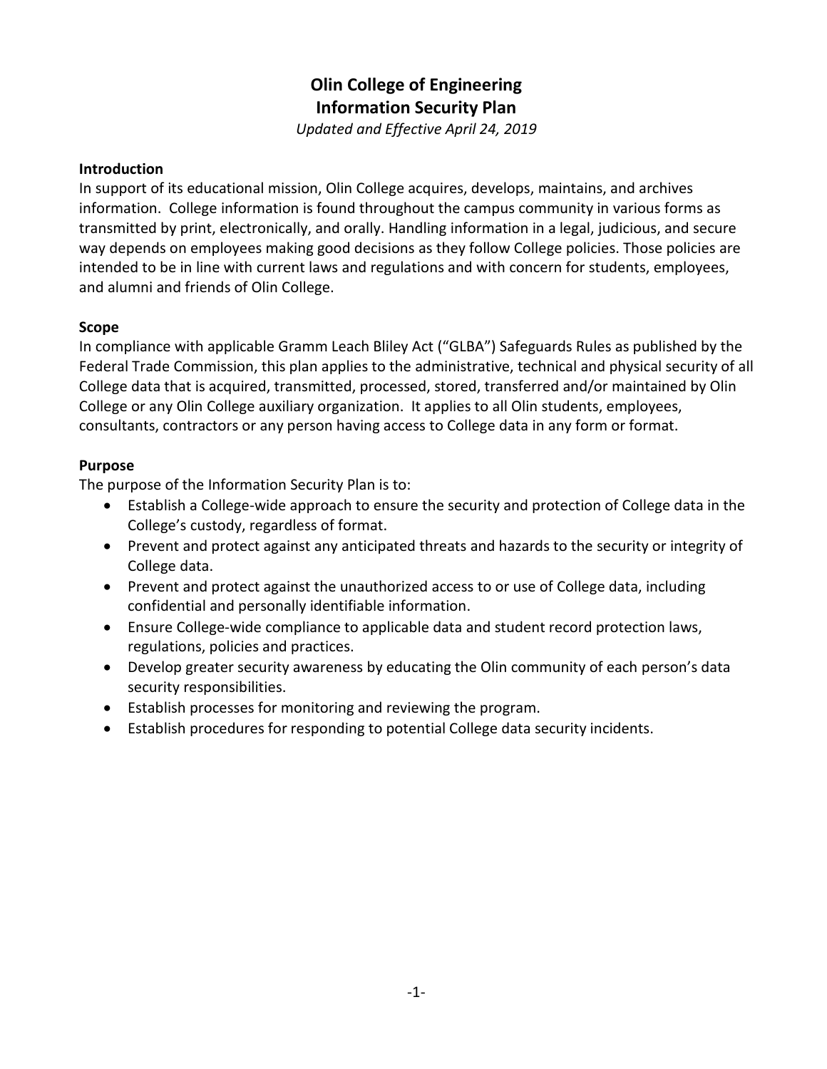# Olin College of Engineering
# Information Security Plan

*Updated and Effective April 24, 2019*

## Introduction

In support of its educational mission, Olin College acquires, develops, maintains, and archives information. College information is found throughout the campus community in various forms as transmitted by print, electronically, and orally. Handling information in a legal, judicious, and secure way depends on employees making good decisions as they follow College policies. Those policies are intended to be in line with current laws and regulations and with concern for students, employees, and alumni and friends of Olin College.

## Scope

In compliance with applicable Gramm Leach Bliley Act ("GLBA") Safeguards Rules as published by the Federal Trade Commission, this plan applies to the administrative, technical and physical security of all College data that is acquired, transmitted, processed, stored, transferred and/or maintained by Olin College or any Olin College auxiliary organization. It applies to all Olin students, employees, consultants, contractors or any person having access to College data in any form or format.

## Purpose

The purpose of the Information Security Plan is to:

- Establish a College-wide approach to ensure the security and protection of College data in the College's custody, regardless of format.
- Prevent and protect against any anticipated threats and hazards to the security or integrity of College data.
- Prevent and protect against the unauthorized access to or use of College data, including confidential and personally identifiable information.
- Ensure College-wide compliance to applicable data and student record protection laws, regulations, policies and practices.
- Develop greater security awareness by educating the Olin community of each person's data security responsibilities.
- Establish processes for monitoring and reviewing the program.
- Establish procedures for responding to potential College data security incidents.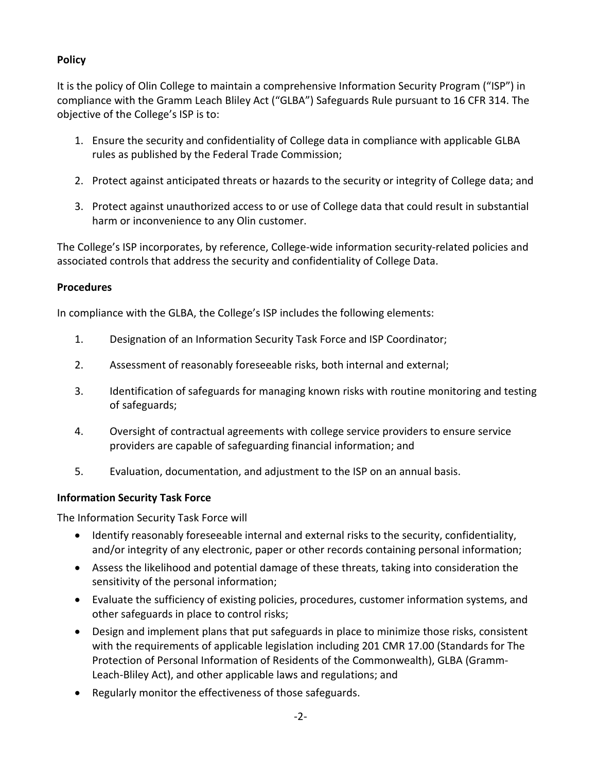**Policy**

It is the policy of Olin College to maintain a comprehensive Information Security Program ("ISP") in compliance with the Gramm Leach Bliley Act ("GLBA") Safeguards Rule pursuant to 16 CFR 314. The objective of the College's ISP is to:

1. Ensure the security and confidentiality of College data in compliance with applicable GLBA rules as published by the Federal Trade Commission;
2. Protect against anticipated threats or hazards to the security or integrity of College data; and
3. Protect against unauthorized access to or use of College data that could result in substantial harm or inconvenience to any Olin customer.

The College's ISP incorporates, by reference, College-wide information security-related policies and associated controls that address the security and confidentiality of College Data.

**Procedures**

In compliance with the GLBA, the College's ISP includes the following elements:

1. Designation of an Information Security Task Force and ISP Coordinator;
2. Assessment of reasonably foreseeable risks, both internal and external;
3. Identification of safeguards for managing known risks with routine monitoring and testing of safeguards;
4. Oversight of contractual agreements with college service providers to ensure service providers are capable of safeguarding financial information; and
5. Evaluation, documentation, and adjustment to the ISP on an annual basis.

**Information Security Task Force**

The Information Security Task Force will

- Identify reasonably foreseeable internal and external risks to the security, confidentiality, and/or integrity of any electronic, paper or other records containing personal information;
- Assess the likelihood and potential damage of these threats, taking into consideration the sensitivity of the personal information;
- Evaluate the sufficiency of existing policies, procedures, customer information systems, and other safeguards in place to control risks;
- Design and implement plans that put safeguards in place to minimize those risks, consistent with the requirements of applicable legislation including 201 CMR 17.00 (Standards for The Protection of Personal Information of Residents of the Commonwealth), GLBA (Gramm-Leach-Bliley Act), and other applicable laws and regulations; and
- Regularly monitor the effectiveness of those safeguards.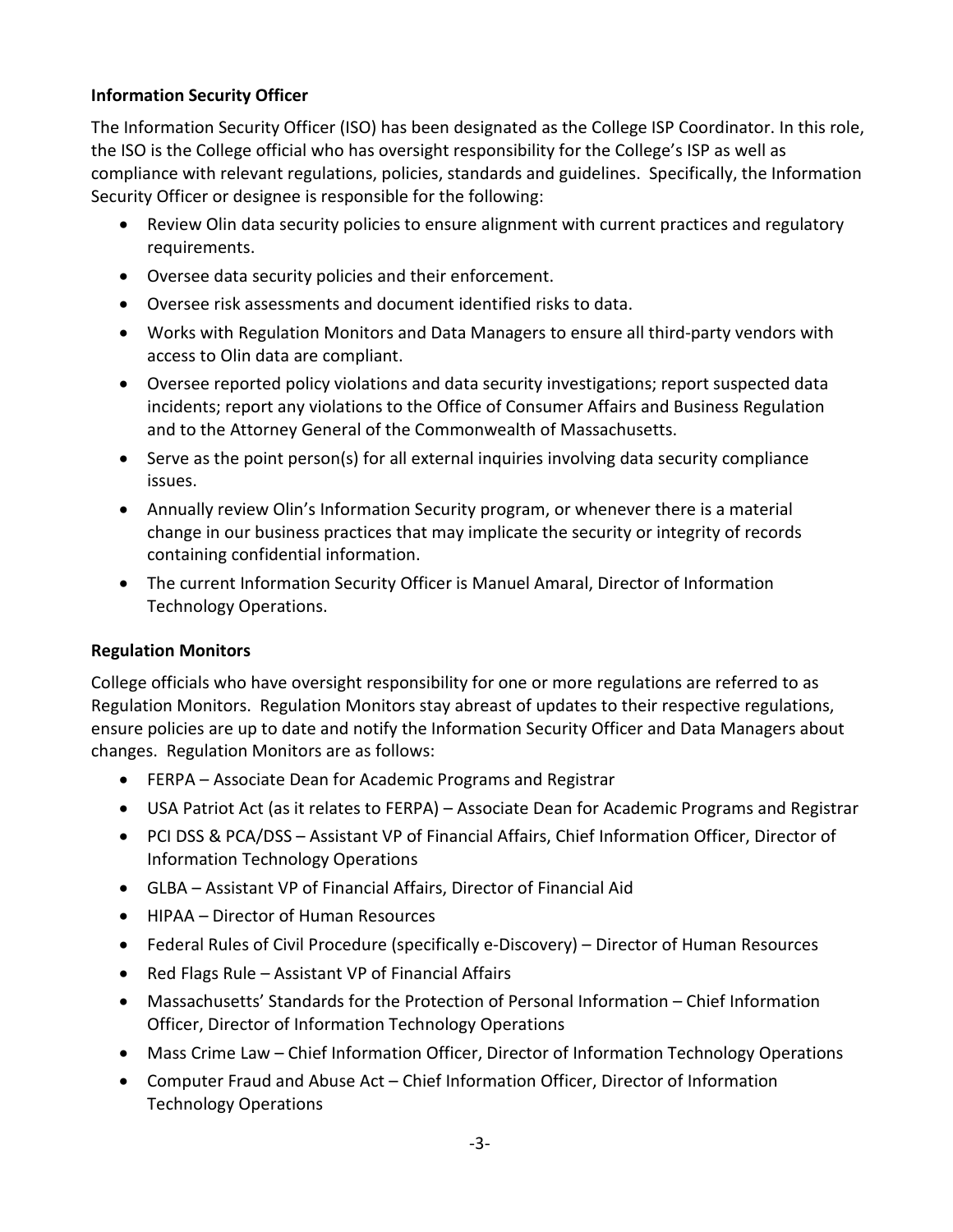### Information Security Officer

The Information Security Officer (ISO) has been designated as the College ISP Coordinator. In this role, the ISO is the College official who has oversight responsibility for the College's ISP as well as compliance with relevant regulations, policies, standards and guidelines. Specifically, the Information Security Officer or designee is responsible for the following:

- Review Olin data security policies to ensure alignment with current practices and regulatory requirements.
- Oversee data security policies and their enforcement.
- Oversee risk assessments and document identified risks to data.
- Works with Regulation Monitors and Data Managers to ensure all third-party vendors with access to Olin data are compliant.
- Oversee reported policy violations and data security investigations; report suspected data incidents; report any violations to the Office of Consumer Affairs and Business Regulation and to the Attorney General of the Commonwealth of Massachusetts.
- Serve as the point person(s) for all external inquiries involving data security compliance issues.
- Annually review Olin's Information Security program, or whenever there is a material change in our business practices that may implicate the security or integrity of records containing confidential information.
- The current Information Security Officer is Manuel Amaral, Director of Information Technology Operations.

### Regulation Monitors

College officials who have oversight responsibility for one or more regulations are referred to as Regulation Monitors. Regulation Monitors stay abreast of updates to their respective regulations, ensure policies are up to date and notify the Information Security Officer and Data Managers about changes. Regulation Monitors are as follows:

- FERPA – Associate Dean for Academic Programs and Registrar
- USA Patriot Act (as it relates to FERPA) – Associate Dean for Academic Programs and Registrar
- PCI DSS & PCA/DSS – Assistant VP of Financial Affairs, Chief Information Officer, Director of Information Technology Operations
- GLBA – Assistant VP of Financial Affairs, Director of Financial Aid
- HIPAA – Director of Human Resources
- Federal Rules of Civil Procedure (specifically e-Discovery) – Director of Human Resources
- Red Flags Rule – Assistant VP of Financial Affairs
- Massachusetts' Standards for the Protection of Personal Information – Chief Information Officer, Director of Information Technology Operations
- Mass Crime Law – Chief Information Officer, Director of Information Technology Operations
- Computer Fraud and Abuse Act – Chief Information Officer, Director of Information Technology Operations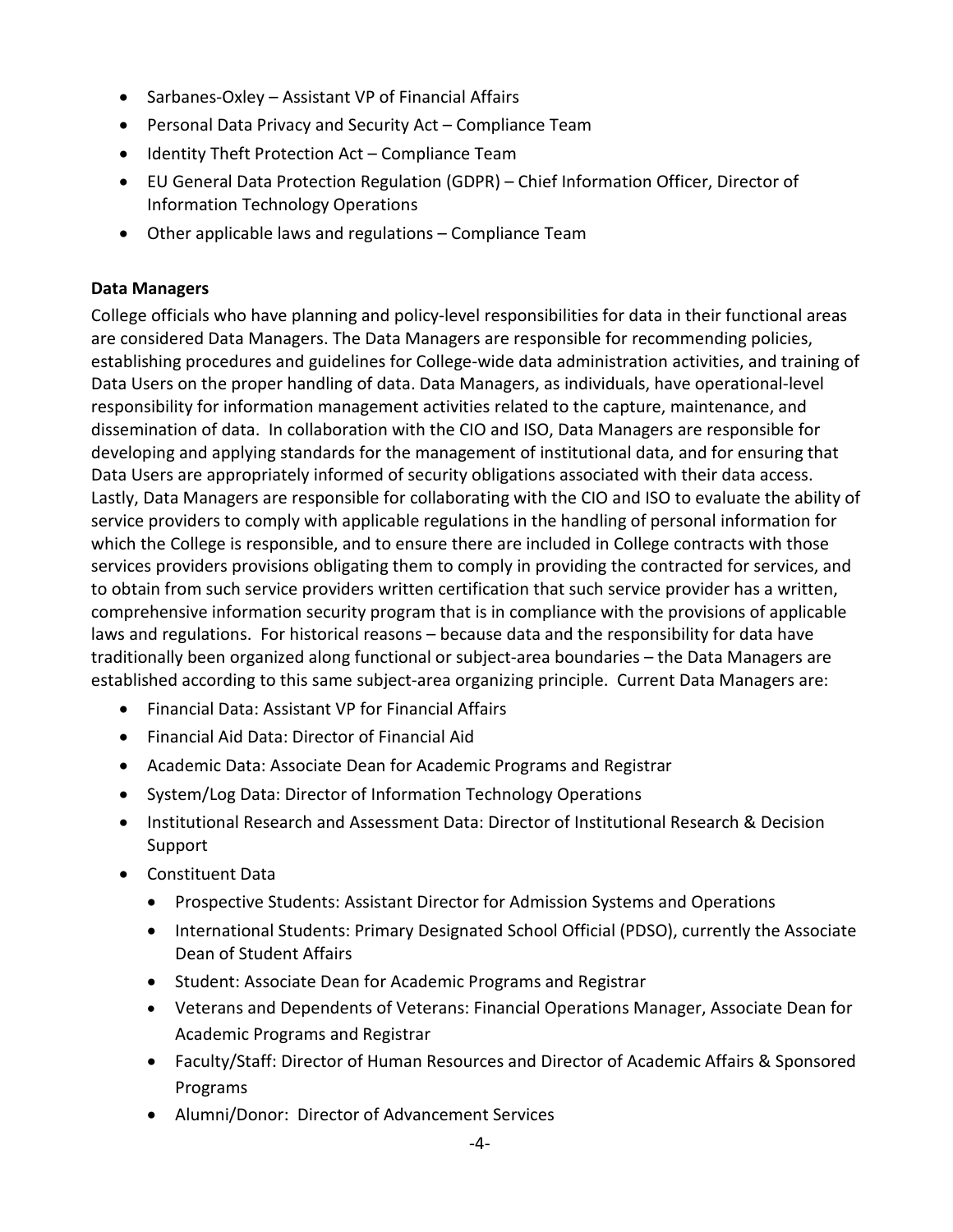- Sarbanes-Oxley – Assistant VP of Financial Affairs
- Personal Data Privacy and Security Act – Compliance Team
- Identity Theft Protection Act – Compliance Team
- EU General Data Protection Regulation (GDPR) – Chief Information Officer, Director of Information Technology Operations
- Other applicable laws and regulations – Compliance Team

**Data Managers**

College officials who have planning and policy-level responsibilities for data in their functional areas are considered Data Managers. The Data Managers are responsible for recommending policies, establishing procedures and guidelines for College-wide data administration activities, and training of Data Users on the proper handling of data. Data Managers, as individuals, have operational-level responsibility for information management activities related to the capture, maintenance, and dissemination of data. In collaboration with the CIO and ISO, Data Managers are responsible for developing and applying standards for the management of institutional data, and for ensuring that Data Users are appropriately informed of security obligations associated with their data access. Lastly, Data Managers are responsible for collaborating with the CIO and ISO to evaluate the ability of service providers to comply with applicable regulations in the handling of personal information for which the College is responsible, and to ensure there are included in College contracts with those services providers provisions obligating them to comply in providing the contracted for services, and to obtain from such service providers written certification that such service provider has a written, comprehensive information security program that is in compliance with the provisions of applicable laws and regulations. For historical reasons – because data and the responsibility for data have traditionally been organized along functional or subject-area boundaries – the Data Managers are established according to this same subject-area organizing principle. Current Data Managers are:

- Financial Data: Assistant VP for Financial Affairs
- Financial Aid Data: Director of Financial Aid
- Academic Data: Associate Dean for Academic Programs and Registrar
- System/Log Data: Director of Information Technology Operations
- Institutional Research and Assessment Data: Director of Institutional Research & Decision Support
- Constituent Data
  - Prospective Students: Assistant Director for Admission Systems and Operations
  - International Students: Primary Designated School Official (PDSO), currently the Associate Dean of Student Affairs
  - Student: Associate Dean for Academic Programs and Registrar
  - Veterans and Dependents of Veterans: Financial Operations Manager, Associate Dean for Academic Programs and Registrar
  - Faculty/Staff: Director of Human Resources and Director of Academic Affairs & Sponsored Programs
  - Alumni/Donor: Director of Advancement Services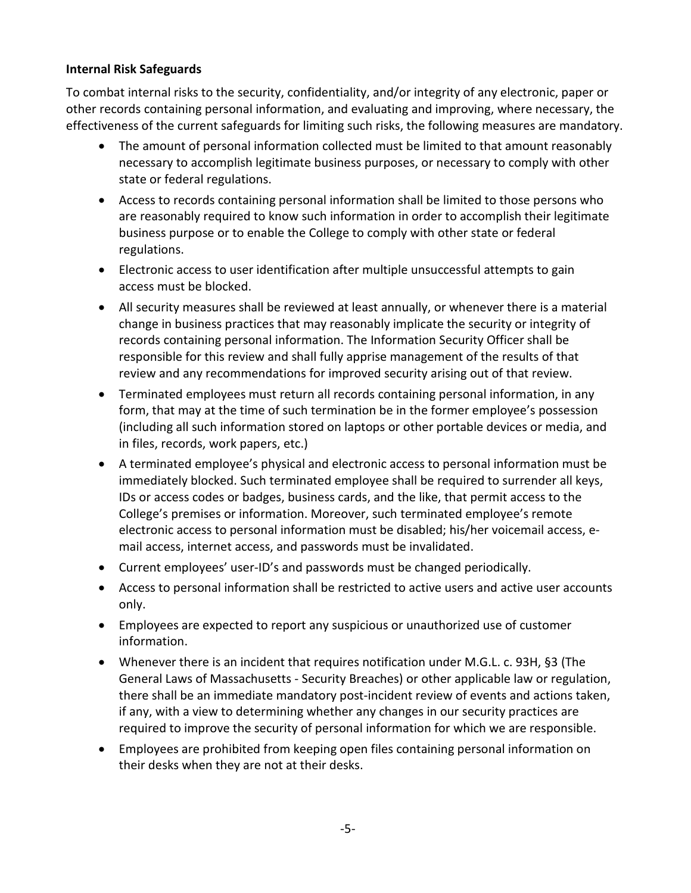**Internal Risk Safeguards**

To combat internal risks to the security, confidentiality, and/or integrity of any electronic, paper or other records containing personal information, and evaluating and improving, where necessary, the effectiveness of the current safeguards for limiting such risks, the following measures are mandatory.

- The amount of personal information collected must be limited to that amount reasonably necessary to accomplish legitimate business purposes, or necessary to comply with other state or federal regulations.
- Access to records containing personal information shall be limited to those persons who are reasonably required to know such information in order to accomplish their legitimate business purpose or to enable the College to comply with other state or federal regulations.
- Electronic access to user identification after multiple unsuccessful attempts to gain access must be blocked.
- All security measures shall be reviewed at least annually, or whenever there is a material change in business practices that may reasonably implicate the security or integrity of records containing personal information. The Information Security Officer shall be responsible for this review and shall fully apprise management of the results of that review and any recommendations for improved security arising out of that review.
- Terminated employees must return all records containing personal information, in any form, that may at the time of such termination be in the former employee's possession (including all such information stored on laptops or other portable devices or media, and in files, records, work papers, etc.)
- A terminated employee's physical and electronic access to personal information must be immediately blocked. Such terminated employee shall be required to surrender all keys, IDs or access codes or badges, business cards, and the like, that permit access to the College's premises or information. Moreover, such terminated employee's remote electronic access to personal information must be disabled; his/her voicemail access, e-mail access, internet access, and passwords must be invalidated.
- Current employees' user-ID's and passwords must be changed periodically.
- Access to personal information shall be restricted to active users and active user accounts only.
- Employees are expected to report any suspicious or unauthorized use of customer information.
- Whenever there is an incident that requires notification under M.G.L. c. 93H, §3 (The General Laws of Massachusetts - Security Breaches) or other applicable law or regulation, there shall be an immediate mandatory post-incident review of events and actions taken, if any, with a view to determining whether any changes in our security practices are required to improve the security of personal information for which we are responsible.
- Employees are prohibited from keeping open files containing personal information on their desks when they are not at their desks.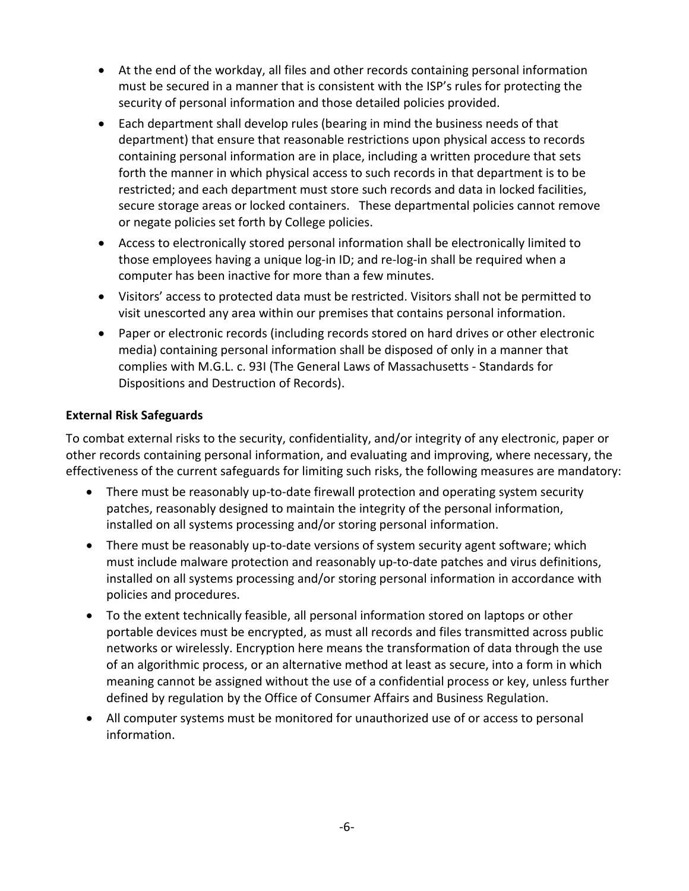- At the end of the workday, all files and other records containing personal information must be secured in a manner that is consistent with the ISP's rules for protecting the security of personal information and those detailed policies provided.
- Each department shall develop rules (bearing in mind the business needs of that department) that ensure that reasonable restrictions upon physical access to records containing personal information are in place, including a written procedure that sets forth the manner in which physical access to such records in that department is to be restricted; and each department must store such records and data in locked facilities, secure storage areas or locked containers. These departmental policies cannot remove or negate policies set forth by College policies.
- Access to electronically stored personal information shall be electronically limited to those employees having a unique log-in ID; and re-log-in shall be required when a computer has been inactive for more than a few minutes.
- Visitors' access to protected data must be restricted. Visitors shall not be permitted to visit unescorted any area within our premises that contains personal information.
- Paper or electronic records (including records stored on hard drives or other electronic media) containing personal information shall be disposed of only in a manner that complies with M.G.L. c. 93I (The General Laws of Massachusetts - Standards for Dispositions and Destruction of Records).

**External Risk Safeguards**

To combat external risks to the security, confidentiality, and/or integrity of any electronic, paper or other records containing personal information, and evaluating and improving, where necessary, the effectiveness of the current safeguards for limiting such risks, the following measures are mandatory:

- There must be reasonably up-to-date firewall protection and operating system security patches, reasonably designed to maintain the integrity of the personal information, installed on all systems processing and/or storing personal information.
- There must be reasonably up-to-date versions of system security agent software; which must include malware protection and reasonably up-to-date patches and virus definitions, installed on all systems processing and/or storing personal information in accordance with policies and procedures.
- To the extent technically feasible, all personal information stored on laptops or other portable devices must be encrypted, as must all records and files transmitted across public networks or wirelessly. Encryption here means the transformation of data through the use of an algorithmic process, or an alternative method at least as secure, into a form in which meaning cannot be assigned without the use of a confidential process or key, unless further defined by regulation by the Office of Consumer Affairs and Business Regulation.
- All computer systems must be monitored for unauthorized use of or access to personal information.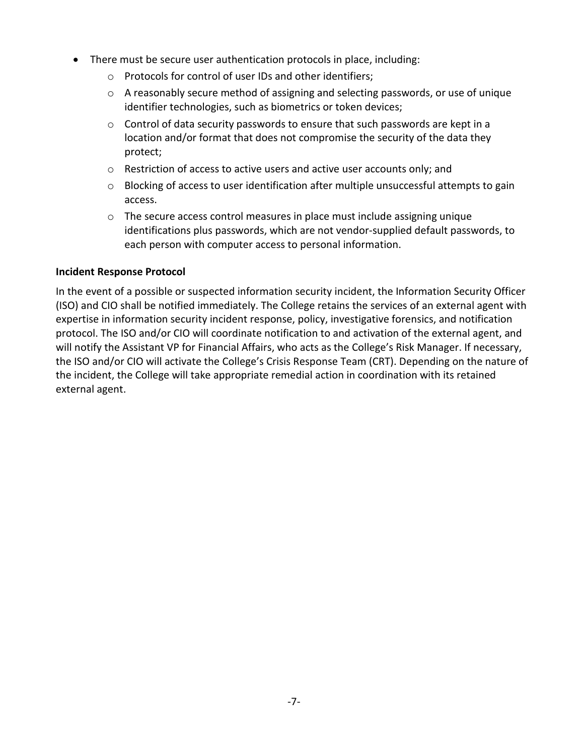- There must be secure user authentication protocols in place, including:
    - Protocols for control of user IDs and other identifiers;
    - A reasonably secure method of assigning and selecting passwords, or use of unique identifier technologies, such as biometrics or token devices;
    - Control of data security passwords to ensure that such passwords are kept in a location and/or format that does not compromise the security of the data they protect;
    - Restriction of access to active users and active user accounts only; and
    - Blocking of access to user identification after multiple unsuccessful attempts to gain access.
    - The secure access control measures in place must include assigning unique identifications plus passwords, which are not vendor-supplied default passwords, to each person with computer access to personal information.

**Incident Response Protocol**

In the event of a possible or suspected information security incident, the Information Security Officer (ISO) and CIO shall be notified immediately. The College retains the services of an external agent with expertise in information security incident response, policy, investigative forensics, and notification protocol. The ISO and/or CIO will coordinate notification to and activation of the external agent, and will notify the Assistant VP for Financial Affairs, who acts as the College's Risk Manager. If necessary, the ISO and/or CIO will activate the College's Crisis Response Team (CRT). Depending on the nature of the incident, the College will take appropriate remedial action in coordination with its retained external agent.